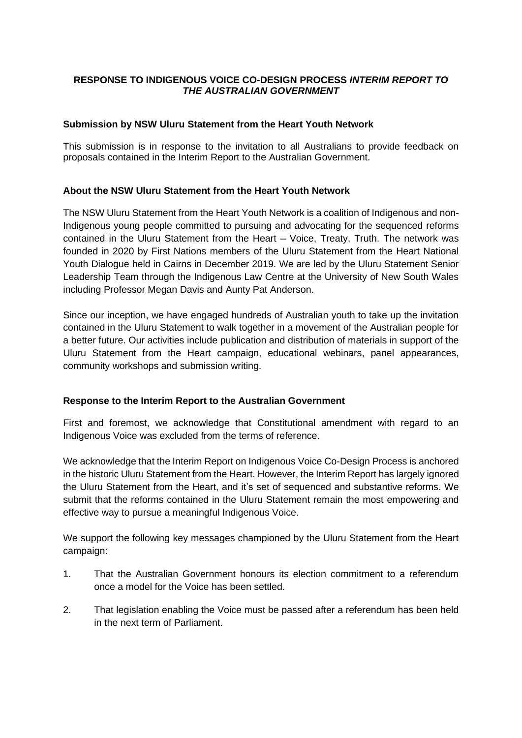**RESPONSE TO INDIGENOUS VOICE CO-DESIGN PROCESS *INTERIM REPORT TO THE AUSTRALIAN GOVERNMENT***

**Submission by NSW Uluru Statement from the Heart Youth Network**

This submission is in response to the invitation to all Australians to provide feedback on proposals contained in the Interim Report to the Australian Government.

**About the NSW Uluru Statement from the Heart Youth Network**

The NSW Uluru Statement from the Heart Youth Network is a coalition of Indigenous and non-Indigenous young people committed to pursuing and advocating for the sequenced reforms contained in the Uluru Statement from the Heart – Voice, Treaty, Truth. The network was founded in 2020 by First Nations members of the Uluru Statement from the Heart National Youth Dialogue held in Cairns in December 2019. We are led by the Uluru Statement Senior Leadership Team through the Indigenous Law Centre at the University of New South Wales including Professor Megan Davis and Aunty Pat Anderson.

Since our inception, we have engaged hundreds of Australian youth to take up the invitation contained in the Uluru Statement to walk together in a movement of the Australian people for a better future. Our activities include publication and distribution of materials in support of the Uluru Statement from the Heart campaign, educational webinars, panel appearances, community workshops and submission writing.

**Response to the Interim Report to the Australian Government**

First and foremost, we acknowledge that Constitutional amendment with regard to an Indigenous Voice was excluded from the terms of reference.

We acknowledge that the Interim Report on Indigenous Voice Co-Design Process is anchored in the historic Uluru Statement from the Heart. However, the Interim Report has largely ignored the Uluru Statement from the Heart, and it's set of sequenced and substantive reforms. We submit that the reforms contained in the Uluru Statement remain the most empowering and effective way to pursue a meaningful Indigenous Voice.

We support the following key messages championed by the Uluru Statement from the Heart campaign:

1. That the Australian Government honours its election commitment to a referendum once a model for the Voice has been settled.
2. That legislation enabling the Voice must be passed after a referendum has been held in the next term of Parliament.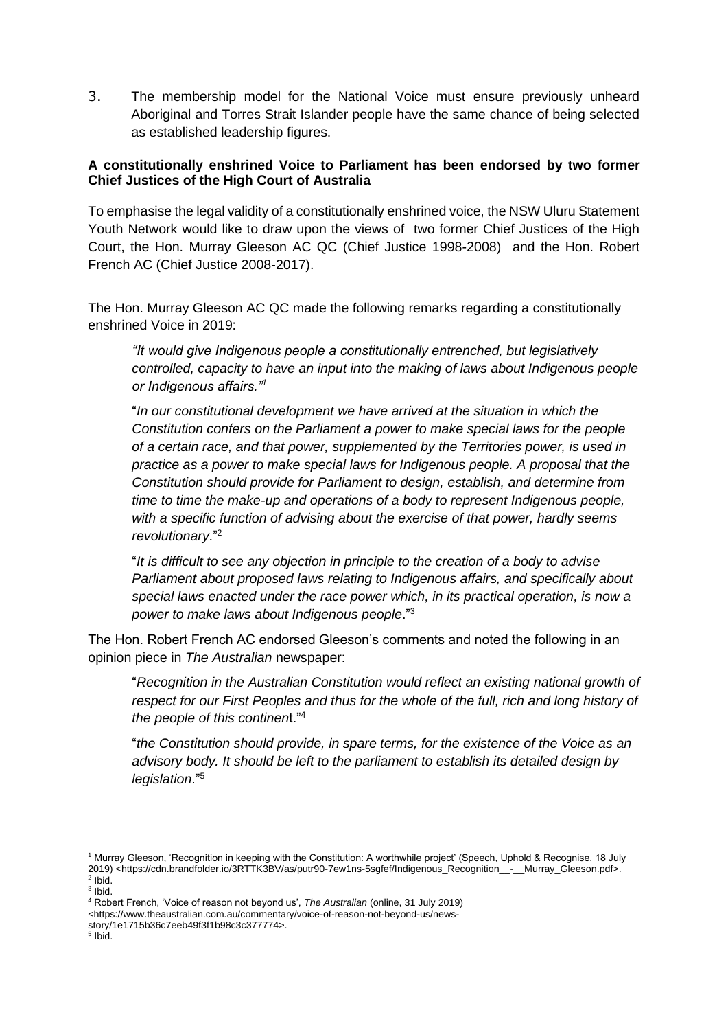3. The membership model for the National Voice must ensure previously unheard Aboriginal and Torres Strait Islander people have the same chance of being selected as established leadership figures.

**A constitutionally enshrined Voice to Parliament has been endorsed by two former Chief Justices of the High Court of Australia**

To emphasise the legal validity of a constitutionally enshrined voice, the NSW Uluru Statement Youth Network would like to draw upon the views of two former Chief Justices of the High Court, the Hon. Murray Gleeson AC QC (Chief Justice 1998-2008) and the Hon. Robert French AC (Chief Justice 2008-2017).

The Hon. Murray Gleeson AC QC made the following remarks regarding a constitutionally enshrined Voice in 2019:

> *"It would give Indigenous people a constitutionally entrenched, but legislatively controlled, capacity to have an input into the making of laws about Indigenous people or Indigenous affairs."*[1]
>
> "*In our constitutional development we have arrived at the situation in which the Constitution confers on the Parliament a power to make special laws for the people of a certain race, and that power, supplemented by the Territories power, is used in practice as a power to make special laws for Indigenous people. A proposal that the Constitution should provide for Parliament to design, establish, and determine from time to time the make-up and operations of a body to represent Indigenous people, with a specific function of advising about the exercise of that power, hardly seems revolutionary*."[2]
>
> "*It is difficult to see any objection in principle to the creation of a body to advise Parliament about proposed laws relating to Indigenous affairs, and specifically about special laws enacted under the race power which, in its practical operation, is now a power to make laws about Indigenous people*."[3]

The Hon. Robert French AC endorsed Gleeson's comments and noted the following in an opinion piece in *The Australian* newspaper:

> "*Recognition in the Australian Constitution would reflect an existing national growth of respect for our First Peoples and thus for the whole of the full, rich and long history of the people of this continent*."[4]
>
> "*the Constitution should provide, in spare terms, for the existence of the Voice as an advisory body. It should be left to the parliament to establish its detailed design by legislation*."[5]

---

[1] Murray Gleeson, 'Recognition in keeping with the Constitution: A worthwhile project' (Speech, Uphold & Recognise, 18 July 2019) <https://cdn.brandfolder.io/3RTTK3BV/as/putr90-7ew1ns-5sgfef/Indigenous_Recognition__-__Murray_Gleeson.pdf>.

[2] Ibid.

[3] Ibid.

[4] Robert French, 'Voice of reason not beyond us', *The Australian* (online, 31 July 2019) <https://www.theaustralian.com.au/commentary/voice-of-reason-not-beyond-us/news-story/1e1715b36c7eeb49f3f1b98c3c377774>.

[5] Ibid.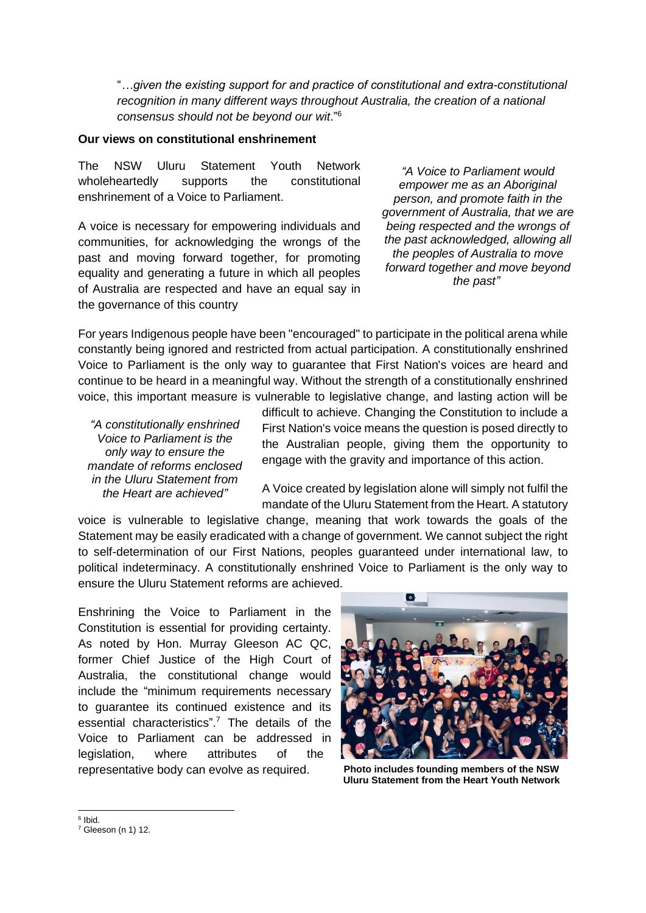"*…given the existing support for and practice of constitutional and extra-constitutional recognition in many different ways throughout Australia, the creation of a national consensus should not be beyond our wit*."[6]

**Our views on constitutional enshrinement**

The NSW Uluru Statement Youth Network wholeheartedly supports the constitutional enshrinement of a Voice to Parliament.

A voice is necessary for empowering individuals and communities, for acknowledging the wrongs of the past and moving forward together, for promoting equality and generating a future in which all peoples of Australia are respected and have an equal say in the governance of this country

*"A Voice to Parliament would empower me as an Aboriginal person, and promote faith in the government of Australia, that we are being respected and the wrongs of the past acknowledged, allowing all the peoples of Australia to move forward together and move beyond the past"*

For years Indigenous people have been "encouraged" to participate in the political arena while constantly being ignored and restricted from actual participation. A constitutionally enshrined Voice to Parliament is the only way to guarantee that First Nation's voices are heard and continue to be heard in a meaningful way. Without the strength of a constitutionally enshrined voice, this important measure is vulnerable to legislative change, and lasting action will be difficult to achieve. Changing the Constitution to include a First Nation's voice means the question is posed directly to the Australian people, giving them the opportunity to engage with the gravity and importance of this action.

*"A constitutionally enshrined Voice to Parliament is the only way to ensure the mandate of reforms enclosed in the Uluru Statement from the Heart are achieved"*

A Voice created by legislation alone will simply not fulfil the mandate of the Uluru Statement from the Heart. A statutory voice is vulnerable to legislative change, meaning that work towards the goals of the Statement may be easily eradicated with a change of government. We cannot subject the right to self-determination of our First Nations, peoples guaranteed under international law, to political indeterminacy. A constitutionally enshrined Voice to Parliament is the only way to ensure the Uluru Statement reforms are achieved.

Enshrining the Voice to Parliament in the Constitution is essential for providing certainty. As noted by Hon. Murray Gleeson AC QC, former Chief Justice of the High Court of Australia, the constitutional change would include the "minimum requirements necessary to guarantee its continued existence and its essential characteristics".[7] The details of the Voice to Parliament can be addressed in legislation, where attributes of the representative body can evolve as required.

**Photo includes founding members of the NSW Uluru Statement from the Heart Youth Network**

---

[6] Ibid.

[7] Gleeson (n 1) 12.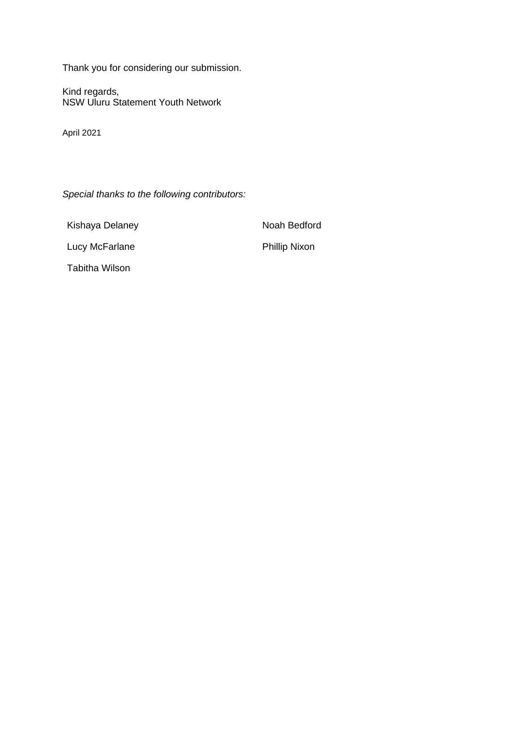Thank you for considering our submission.

Kind regards,
NSW Uluru Statement Youth Network

April 2021

*Special thanks to the following contributors:*

Kishaya Delaney

Lucy McFarlane

Tabitha Wilson

Noah Bedford

Phillip Nixon